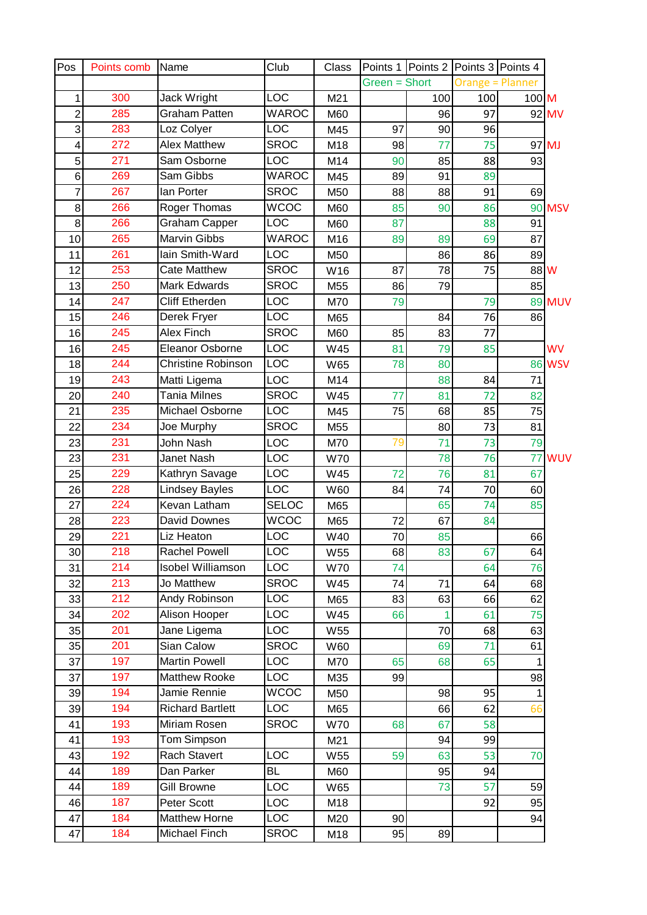| Pos | Points comb | Name | Club | Class | Points 1 | Points 2 | Points 3 | Points 4 | |
|---|---|---|---|---|---|---|---|---|---|
| | | | | | Green = Short | | Orange = Planner | | |
| 1 | 300 | Jack Wright | LOC | M21 | | 100 | 100 | 100 | M |
| 2 | 285 | Graham Patten | WAROC | M60 | | 96 | 97 | 92 | MV |
| 3 | 283 | Loz Colyer | LOC | M45 | 97 | 90 | 96 | | |
| 4 | 272 | Alex Matthew | SROC | M18 | 98 | 77 | 75 | 97 | MJ |
| 5 | 271 | Sam Osborne | LOC | M14 | 90 | 85 | 88 | 93 | |
| 6 | 269 | Sam Gibbs | WAROC | M45 | 89 | 91 | 89 | | |
| 7 | 267 | Ian Porter | SROC | M50 | 88 | 88 | 91 | 69 | |
| 8 | 266 | Roger Thomas | WCOC | M60 | 85 | 90 | 86 | 90 | MSV |
| 8 | 266 | Graham Capper | LOC | M60 | 87 | | 88 | 91 | |
| 10 | 265 | Marvin Gibbs | WAROC | M16 | 89 | 89 | 69 | 87 | |
| 11 | 261 | Iain Smith-Ward | LOC | M50 | | 86 | 86 | 89 | |
| 12 | 253 | Cate Matthew | SROC | W16 | 87 | 78 | 75 | 88 | W |
| 13 | 250 | Mark Edwards | SROC | M55 | 86 | 79 | | 85 | |
| 14 | 247 | Cliff Etherden | LOC | M70 | 79 | | 79 | 89 | MUV |
| 15 | 246 | Derek Fryer | LOC | M65 | | 84 | 76 | 86 | |
| 16 | 245 | Alex Finch | SROC | M60 | 85 | 83 | 77 | | |
| 16 | 245 | Eleanor Osborne | LOC | W45 | 81 | 79 | 85 | | WV |
| 18 | 244 | Christine Robinson | LOC | W65 | 78 | 80 | | 86 | WSV |
| 19 | 243 | Matti Ligema | LOC | M14 | | 88 | 84 | 71 | |
| 20 | 240 | Tania Milnes | SROC | W45 | 77 | 81 | 72 | 82 | |
| 21 | 235 | Michael Osborne | LOC | M45 | 75 | 68 | 85 | 75 | |
| 22 | 234 | Joe Murphy | SROC | M55 | | 80 | 73 | 81 | |
| 23 | 231 | John Nash | LOC | M70 | 79 | 71 | 73 | 79 | |
| 23 | 231 | Janet Nash | LOC | W70 | | 78 | 76 | 77 | WUV |
| 25 | 229 | Kathryn Savage | LOC | W45 | 72 | 76 | 81 | 67 | |
| 26 | 228 | Lindsey Bayles | LOC | W60 | 84 | 74 | 70 | 60 | |
| 27 | 224 | Kevan Latham | SELOC | M65 | | 65 | 74 | 85 | |
| 28 | 223 | David Downes | WCOC | M65 | 72 | 67 | 84 | | |
| 29 | 221 | Liz Heaton | LOC | W40 | 70 | 85 | | 66 | |
| 30 | 218 | Rachel Powell | LOC | W55 | 68 | 83 | 67 | 64 | |
| 31 | 214 | Isobel Williamson | LOC | W70 | 74 | | 64 | 76 | |
| 32 | 213 | Jo Matthew | SROC | W45 | 74 | 71 | 64 | 68 | |
| 33 | 212 | Andy Robinson | LOC | M65 | 83 | 63 | 66 | 62 | |
| 34 | 202 | Alison Hooper | LOC | W45 | 66 | 1 | 61 | 75 | |
| 35 | 201 | Jane Ligema | LOC | W55 | | 70 | 68 | 63 | |
| 35 | 201 | Sian Calow | SROC | W60 | | 69 | 71 | 61 | |
| 37 | 197 | Martin Powell | LOC | M70 | 65 | 68 | 65 | 1 | |
| 37 | 197 | Matthew Rooke | LOC | M35 | 99 | | | 98 | |
| 39 | 194 | Jamie Rennie | WCOC | M50 | | 98 | 95 | 1 | |
| 39 | 194 | Richard Bartlett | LOC | M65 | | 66 | 62 | 66 | |
| 41 | 193 | Miriam Rosen | SROC | W70 | 68 | 67 | 58 | | |
| 41 | 193 | Tom Simpson | | M21 | | 94 | 99 | | |
| 43 | 192 | Rach Stavert | LOC | W55 | 59 | 63 | 53 | 70 | |
| 44 | 189 | Dan Parker | BL | M60 | | 95 | 94 | | |
| 44 | 189 | Gill Browne | LOC | W65 | | 73 | 57 | 59 | |
| 46 | 187 | Peter Scott | LOC | M18 | | | 92 | 95 | |
| 47 | 184 | Matthew Horne | LOC | M20 | 90 | | | 94 | |
| 47 | 184 | Michael Finch | SROC | M18 | 95 | 89 | | | |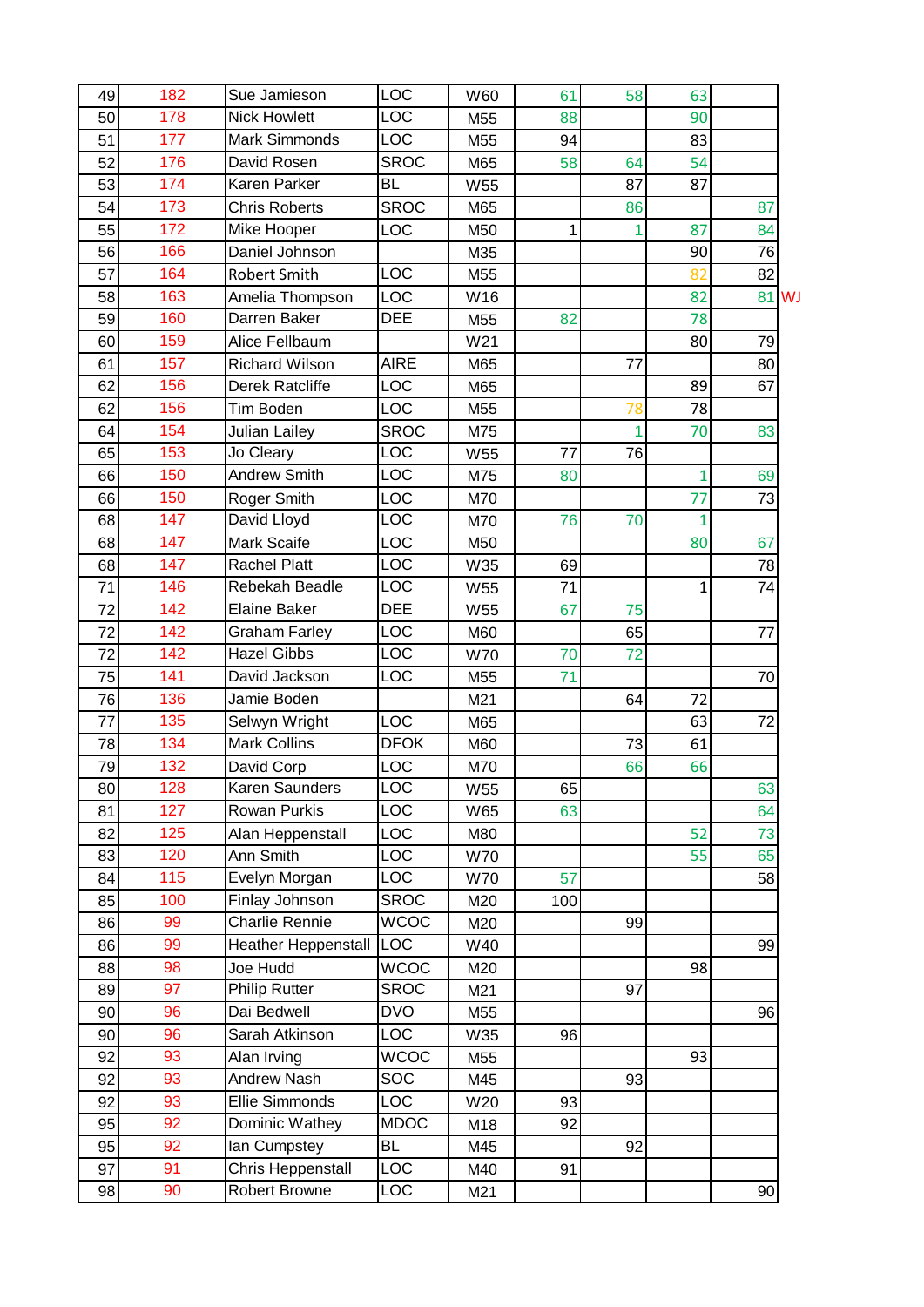| | | | | | | | | | |
|---|---|---|---|---|---|---|---|---|---|
| 49 | 182 | Sue Jamieson | LOC | W60 | 61 | 58 | 63 | | |
| 50 | 178 | Nick Howlett | LOC | M55 | 88 | | 90 | | |
| 51 | 177 | Mark Simmonds | LOC | M55 | 94 | | 83 | | |
| 52 | 176 | David Rosen | SROC | M65 | 58 | 64 | 54 | | |
| 53 | 174 | Karen Parker | BL | W55 | | 87 | 87 | | |
| 54 | 173 | Chris Roberts | SROC | M65 | | 86 | | 87 | |
| 55 | 172 | Mike Hooper | LOC | M50 | 1 | 1 | 87 | 84 | |
| 56 | 166 | Daniel Johnson | | M35 | | | 90 | 76 | |
| 57 | 164 | Robert Smith | LOC | M55 | | | 82 | 82 | |
| 58 | 163 | Amelia Thompson | LOC | W16 | | | 82 | 81 | WJ |
| 59 | 160 | Darren Baker | DEE | M55 | 82 | | 78 | | |
| 60 | 159 | Alice Fellbaum | | W21 | | | 80 | 79 | |
| 61 | 157 | Richard Wilson | AIRE | M65 | | 77 | | 80 | |
| 62 | 156 | Derek Ratcliffe | LOC | M65 | | | 89 | 67 | |
| 62 | 156 | Tim Boden | LOC | M55 | | 78 | 78 | | |
| 64 | 154 | Julian Lailey | SROC | M75 | | 1 | 70 | 83 | |
| 65 | 153 | Jo Cleary | LOC | W55 | 77 | 76 | | | |
| 66 | 150 | Andrew Smith | LOC | M75 | 80 | | 1 | 69 | |
| 66 | 150 | Roger Smith | LOC | M70 | | | 77 | 73 | |
| 68 | 147 | David Lloyd | LOC | M70 | 76 | 70 | 1 | | |
| 68 | 147 | Mark Scaife | LOC | M50 | | | 80 | 67 | |
| 68 | 147 | Rachel Platt | LOC | W35 | 69 | | | 78 | |
| 71 | 146 | Rebekah Beadle | LOC | W55 | 71 | | 1 | 74 | |
| 72 | 142 | Elaine Baker | DEE | W55 | 67 | 75 | | | |
| 72 | 142 | Graham Farley | LOC | M60 | | 65 | | 77 | |
| 72 | 142 | Hazel Gibbs | LOC | W70 | 70 | 72 | | | |
| 75 | 141 | David Jackson | LOC | M55 | 71 | | | 70 | |
| 76 | 136 | Jamie Boden | | M21 | | 64 | 72 | | |
| 77 | 135 | Selwyn Wright | LOC | M65 | | | 63 | 72 | |
| 78 | 134 | Mark Collins | DFOK | M60 | | 73 | 61 | | |
| 79 | 132 | David Corp | LOC | M70 | | 66 | 66 | | |
| 80 | 128 | Karen Saunders | LOC | W55 | 65 | | | 63 | |
| 81 | 127 | Rowan Purkis | LOC | W65 | 63 | | | 64 | |
| 82 | 125 | Alan Heppenstall | LOC | M80 | | | 52 | 73 | |
| 83 | 120 | Ann Smith | LOC | W70 | | | 55 | 65 | |
| 84 | 115 | Evelyn Morgan | LOC | W70 | 57 | | | 58 | |
| 85 | 100 | Finlay Johnson | SROC | M20 | 100 | | | | |
| 86 | 99 | Charlie Rennie | WCOC | M20 | | 99 | | | |
| 86 | 99 | Heather Heppenstall | LOC | W40 | | | | 99 | |
| 88 | 98 | Joe Hudd | WCOC | M20 | | | 98 | | |
| 89 | 97 | Philip Rutter | SROC | M21 | | 97 | | | |
| 90 | 96 | Dai Bedwell | DVO | M55 | | | | 96 | |
| 90 | 96 | Sarah Atkinson | LOC | W35 | 96 | | | | |
| 92 | 93 | Alan Irving | WCOC | M55 | | | 93 | | |
| 92 | 93 | Andrew Nash | SOC | M45 | | 93 | | | |
| 92 | 93 | Ellie Simmonds | LOC | W20 | 93 | | | | |
| 95 | 92 | Dominic Wathey | MDOC | M18 | 92 | | | | |
| 95 | 92 | Ian Cumpstey | BL | M45 | | 92 | | | |
| 97 | 91 | Chris Heppenstall | LOC | M40 | 91 | | | | |
| 98 | 90 | Robert Browne | LOC | M21 | | | | 90 | |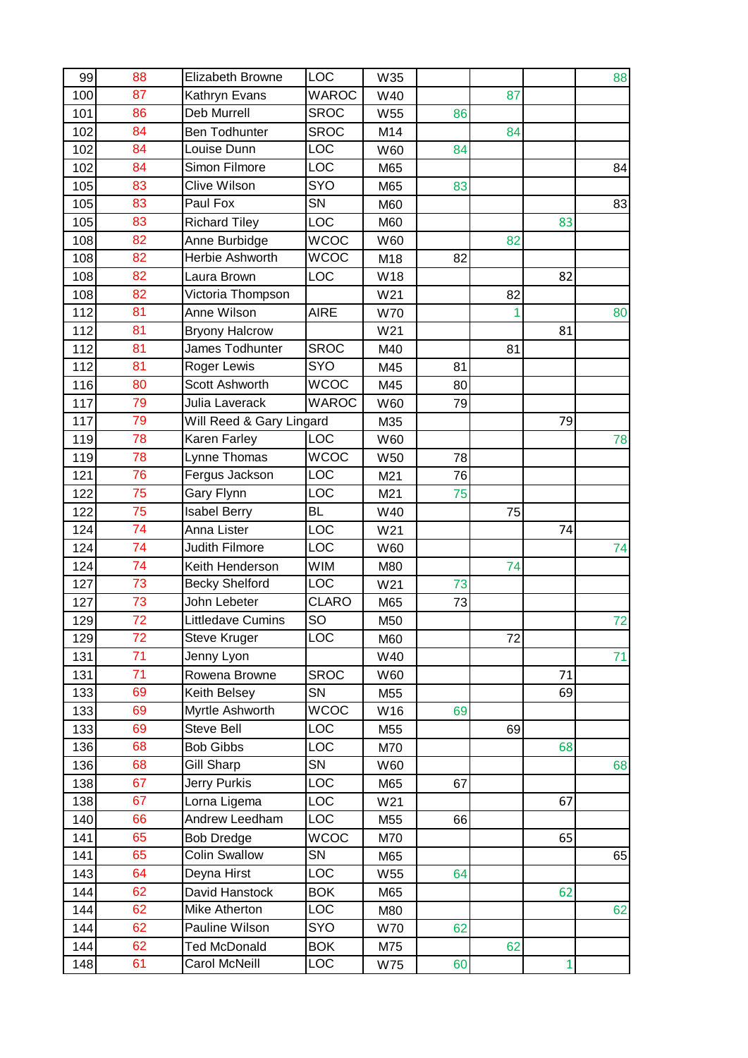| | | | | | | | | |
|---|---|---|---|---|---|---|---|---|
| 99 | 88 | Elizabeth Browne | LOC | W35 | | | | 88 |
| 100 | 87 | Kathryn Evans | WAROC | W40 | | 87 | | |
| 101 | 86 | Deb Murrell | SROC | W55 | 86 | | | |
| 102 | 84 | Ben Todhunter | SROC | M14 | | 84 | | |
| 102 | 84 | Louise Dunn | LOC | W60 | 84 | | | |
| 102 | 84 | Simon Filmore | LOC | M65 | | | | 84 |
| 105 | 83 | Clive Wilson | SYO | M65 | 83 | | | |
| 105 | 83 | Paul Fox | SN | M60 | | | | 83 |
| 105 | 83 | Richard Tiley | LOC | M60 | | | 83 | |
| 108 | 82 | Anne Burbidge | WCOC | W60 | | 82 | | |
| 108 | 82 | Herbie Ashworth | WCOC | M18 | 82 | | | |
| 108 | 82 | Laura Brown | LOC | W18 | | | 82 | |
| 108 | 82 | Victoria Thompson | | W21 | | 82 | | |
| 112 | 81 | Anne Wilson | AIRE | W70 | | 1 | | 80 |
| 112 | 81 | Bryony Halcrow | | W21 | | | 81 | |
| 112 | 81 | James Todhunter | SROC | M40 | | 81 | | |
| 112 | 81 | Roger Lewis | SYO | M45 | 81 | | | |
| 116 | 80 | Scott Ashworth | WCOC | M45 | 80 | | | |
| 117 | 79 | Julia Laverack | WAROC | W60 | 79 | | | |
| 117 | 79 | Will Reed & Gary Lingard | | M35 | | | 79 | |
| 119 | 78 | Karen Farley | LOC | W60 | | | | 78 |
| 119 | 78 | Lynne Thomas | WCOC | W50 | 78 | | | |
| 121 | 76 | Fergus Jackson | LOC | M21 | 76 | | | |
| 122 | 75 | Gary Flynn | LOC | M21 | 75 | | | |
| 122 | 75 | Isabel Berry | BL | W40 | | 75 | | |
| 124 | 74 | Anna Lister | LOC | W21 | | | 74 | |
| 124 | 74 | Judith Filmore | LOC | W60 | | | | 74 |
| 124 | 74 | Keith Henderson | WIM | M80 | | 74 | | |
| 127 | 73 | Becky Shelford | LOC | W21 | 73 | | | |
| 127 | 73 | John Lebeter | CLARO | M65 | 73 | | | |
| 129 | 72 | Littledave Cumins | SO | M50 | | | | 72 |
| 129 | 72 | Steve Kruger | LOC | M60 | | 72 | | |
| 131 | 71 | Jenny Lyon | | W40 | | | | 71 |
| 131 | 71 | Rowena Browne | SROC | W60 | | | 71 | |
| 133 | 69 | Keith Belsey | SN | M55 | | | 69 | |
| 133 | 69 | Myrtle Ashworth | WCOC | W16 | 69 | | | |
| 133 | 69 | Steve Bell | LOC | M55 | | 69 | | |
| 136 | 68 | Bob Gibbs | LOC | M70 | | | 68 | |
| 136 | 68 | Gill Sharp | SN | W60 | | | | 68 |
| 138 | 67 | Jerry Purkis | LOC | M65 | 67 | | | |
| 138 | 67 | Lorna Ligema | LOC | W21 | | | 67 | |
| 140 | 66 | Andrew Leedham | LOC | M55 | 66 | | | |
| 141 | 65 | Bob Dredge | WCOC | M70 | | | 65 | |
| 141 | 65 | Colin Swallow | SN | M65 | | | | 65 |
| 143 | 64 | Deyna Hirst | LOC | W55 | 64 | | | |
| 144 | 62 | David Hanstock | BOK | M65 | | | 62 | |
| 144 | 62 | Mike Atherton | LOC | M80 | | | | 62 |
| 144 | 62 | Pauline Wilson | SYO | W70 | 62 | | | |
| 144 | 62 | Ted McDonald | BOK | M75 | | 62 | | |
| 148 | 61 | Carol McNeill | LOC | W75 | 60 | | 1 | |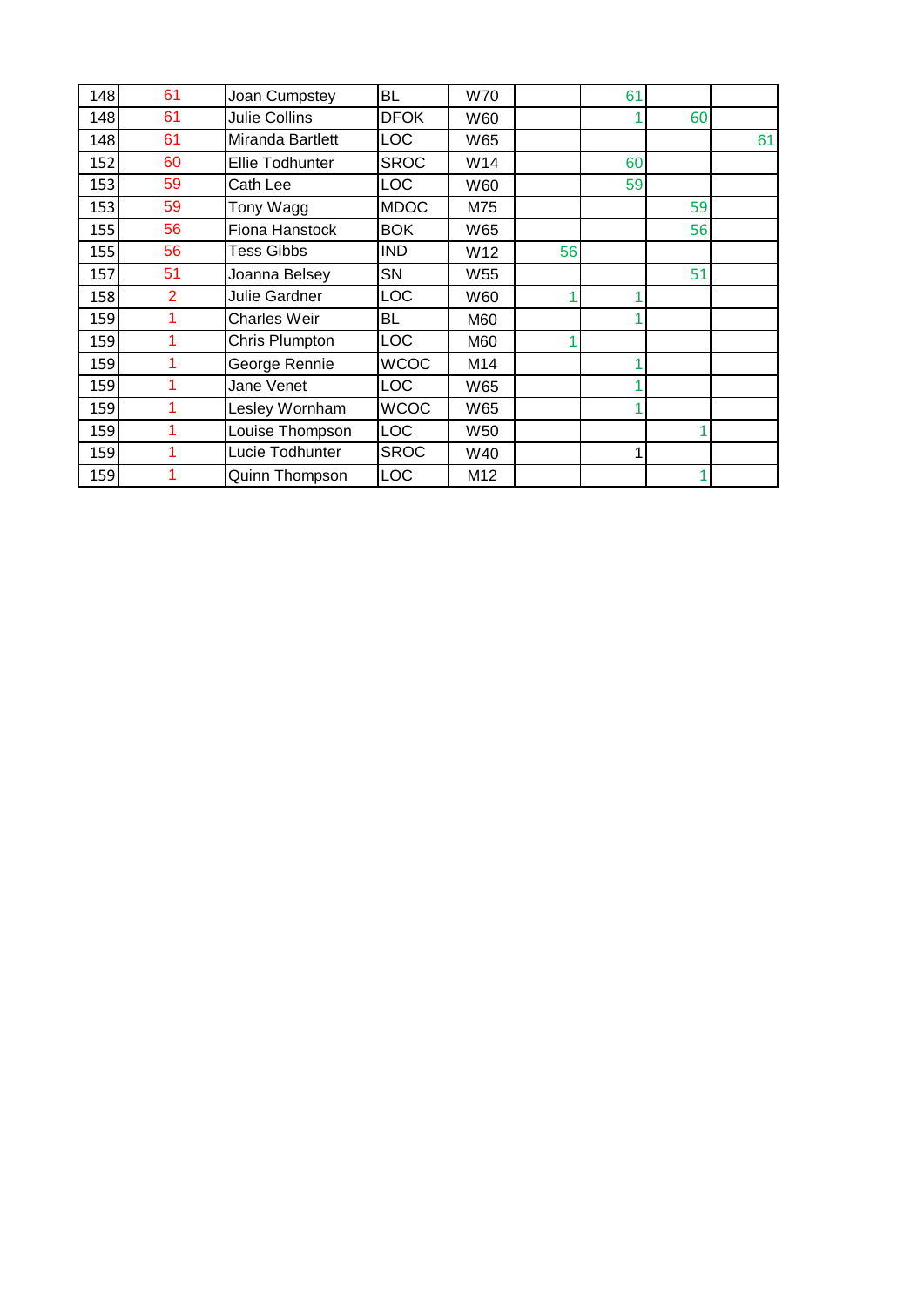| | | | | | | | | |
|---|---|---|---|---|---|---|---|---|
| 148 | 61 | Joan Cumpstey | BL | W70 | | 61 | | |
| 148 | 61 | Julie Collins | DFOK | W60 | | 1 | 60 | |
| 148 | 61 | Miranda Bartlett | LOC | W65 | | | | 61 |
| 152 | 60 | Ellie Todhunter | SROC | W14 | | 60 | | |
| 153 | 59 | Cath Lee | LOC | W60 | | 59 | | |
| 153 | 59 | Tony Wagg | MDOC | M75 | | | 59 | |
| 155 | 56 | Fiona Hanstock | BOK | W65 | | | 56 | |
| 155 | 56 | Tess Gibbs | IND | W12 | 56 | | | |
| 157 | 51 | Joanna Belsey | SN | W55 | | | 51 | |
| 158 | 2 | Julie Gardner | LOC | W60 | 1 | 1 | | |
| 159 | 1 | Charles Weir | BL | M60 | | 1 | | |
| 159 | 1 | Chris Plumpton | LOC | M60 | 1 | | | |
| 159 | 1 | George Rennie | WCOC | M14 | | 1 | | |
| 159 | 1 | Jane Venet | LOC | W65 | | 1 | | |
| 159 | 1 | Lesley Wornham | WCOC | W65 | | 1 | | |
| 159 | 1 | Louise Thompson | LOC | W50 | | | 1 | |
| 159 | 1 | Lucie Todhunter | SROC | W40 | | 1 | | |
| 159 | 1 | Quinn Thompson | LOC | M12 | | | 1 | |